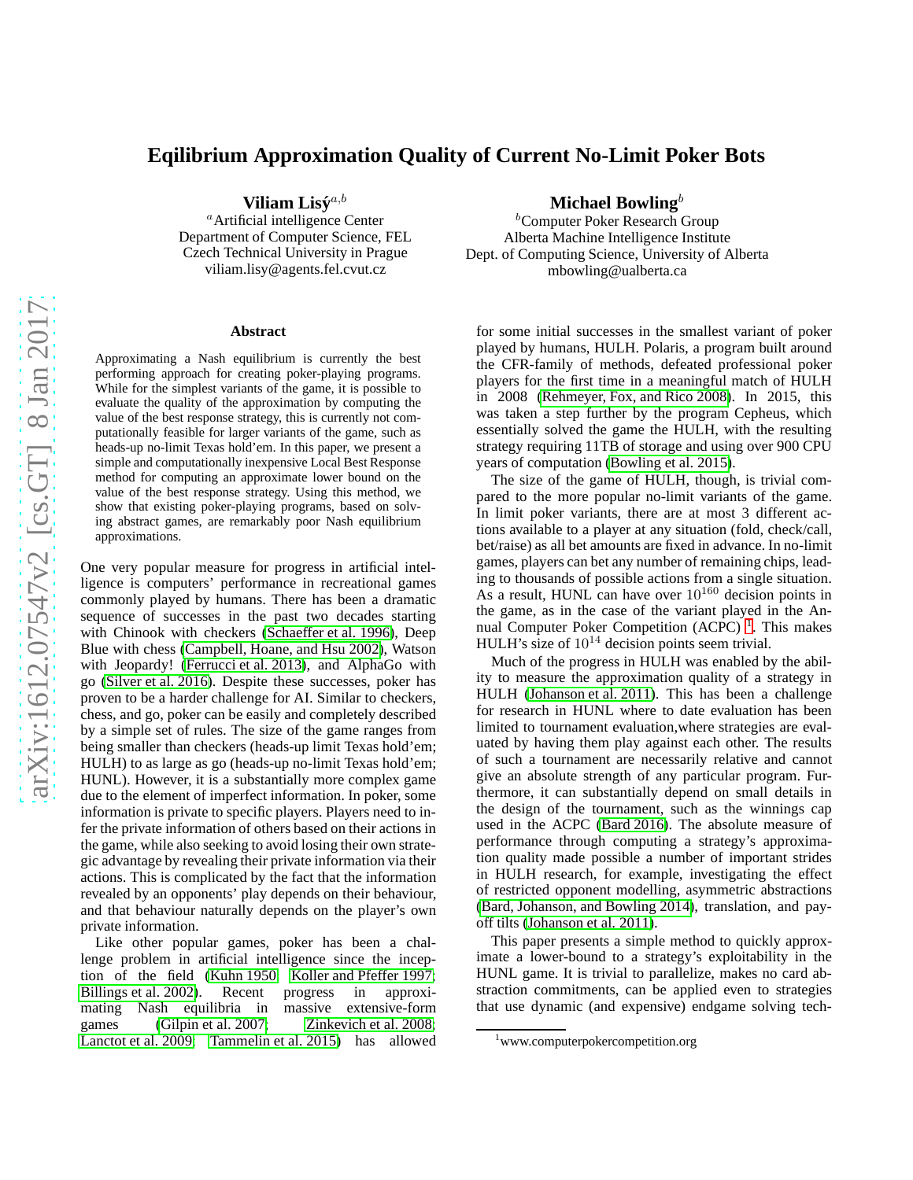# Eqilibrium Approximation Quality of Current No-Limit Poker Bots

**Viliam Lisý**[a,b]
[a]Artificial intelligence Center
Department of Computer Science, FEL
Czech Technical University in Prague
viliam.lisy@agents.fel.cvut.cz

**Michael Bowling**[b]
[b]Computer Poker Research Group
Alberta Machine Intelligence Institute
Dept. of Computing Science, University of Alberta
mbowling@ualberta.ca

## Abstract

Approximating a Nash equilibrium is currently the best performing approach for creating poker-playing programs. While for the simplest variants of the game, it is possible to evaluate the quality of the approximation by computing the value of the best response strategy, this is currently not computationally feasible for larger variants of the game, such as heads-up no-limit Texas hold'em. In this paper, we present a simple and computationally inexpensive Local Best Response method for computing an approximate lower bound on the value of the best response strategy. Using this method, we show that existing poker-playing programs, based on solving abstract games, are remarkably poor Nash equilibrium approximations.

One very popular measure for progress in artificial intelligence is computers' performance in recreational games commonly played by humans. There has been a dramatic sequence of successes in the past two decades starting with Chinook with checkers (Schaeffer et al. 1996), Deep Blue with chess (Campbell, Hoane, and Hsu 2002), Watson with Jeopardy! (Ferrucci et al. 2013), and AlphaGo with go (Silver et al. 2016). Despite these successes, poker has proven to be a harder challenge for AI. Similar to checkers, chess, and go, poker can be easily and completely described by a simple set of rules. The size of the game ranges from being smaller than checkers (heads-up limit Texas hold'em; HULH) to as large as go (heads-up no-limit Texas hold'em; HUNL). However, it is a substantially more complex game due to the element of imperfect information. In poker, some information is private to specific players. Players need to infer the private information of others based on their actions in the game, while also seeking to avoid losing their own strategic advantage by revealing their private information via their actions. This is complicated by the fact that the information revealed by an opponents' play depends on their behaviour, and that behaviour naturally depends on the player's own private information.

Like other popular games, poker has been a challenge problem in artificial intelligence since the inception of the field (Kuhn 1950; Koller and Pfeffer 1997; Billings et al. 2002). Recent progress in approximating Nash equilibria in massive extensive-form games (Gilpin et al. 2007; Zinkevich et al. 2008; Lanctot et al. 2009; Tammelin et al. 2015) has allowed for some initial successes in the smallest variant of poker played by humans, HULH. Polaris, a program built around the CFR-family of methods, defeated professional poker players for the first time in a meaningful match of HULH in 2008 (Rehmeyer, Fox, and Rico 2008). In 2015, this was taken a step further by the program Cepheus, which essentially solved the game the HULH, with the resulting strategy requiring 11TB of storage and using over 900 CPU years of computation (Bowling et al. 2015).

The size of the game of HULH, though, is trivial compared to the more popular no-limit variants of the game. In limit poker variants, there are at most 3 different actions available to a player at any situation (fold, check/call, bet/raise) as all bet amounts are fixed in advance. In no-limit games, players can bet any number of remaining chips, leading to thousands of possible actions from a single situation. As a result, HUNL can have over $10^{160}$ decision points in the game, as in the case of the variant played in the Annual Computer Poker Competition (ACPC) [1]. This makes HULH's size of $10^{14}$ decision points seem trivial.

Much of the progress in HULH was enabled by the ability to measure the approximation quality of a strategy in HULH (Johanson et al. 2011). This has been a challenge for research in HUNL where to date evaluation has been limited to tournament evaluation,where strategies are evaluated by having them play against each other. The results of such a tournament are necessarily relative and cannot give an absolute strength of any particular program. Furthermore, it can substantially depend on small details in the design of the tournament, such as the winnings cap used in the ACPC (Bard 2016). The absolute measure of performance through computing a strategy's approximation quality made possible a number of important strides in HULH research, for example, investigating the effect of restricted opponent modelling, asymmetric abstractions (Bard, Johanson, and Bowling 2014), translation, and payoff tilts (Johanson et al. 2011).

This paper presents a simple method to quickly approximate a lower-bound to a strategy's exploitability in the HUNL game. It is trivial to parallelize, makes no card abstraction commitments, can be applied even to strategies that use dynamic (and expensive) endgame solving tech-

[1] www.computerpokercompetition.org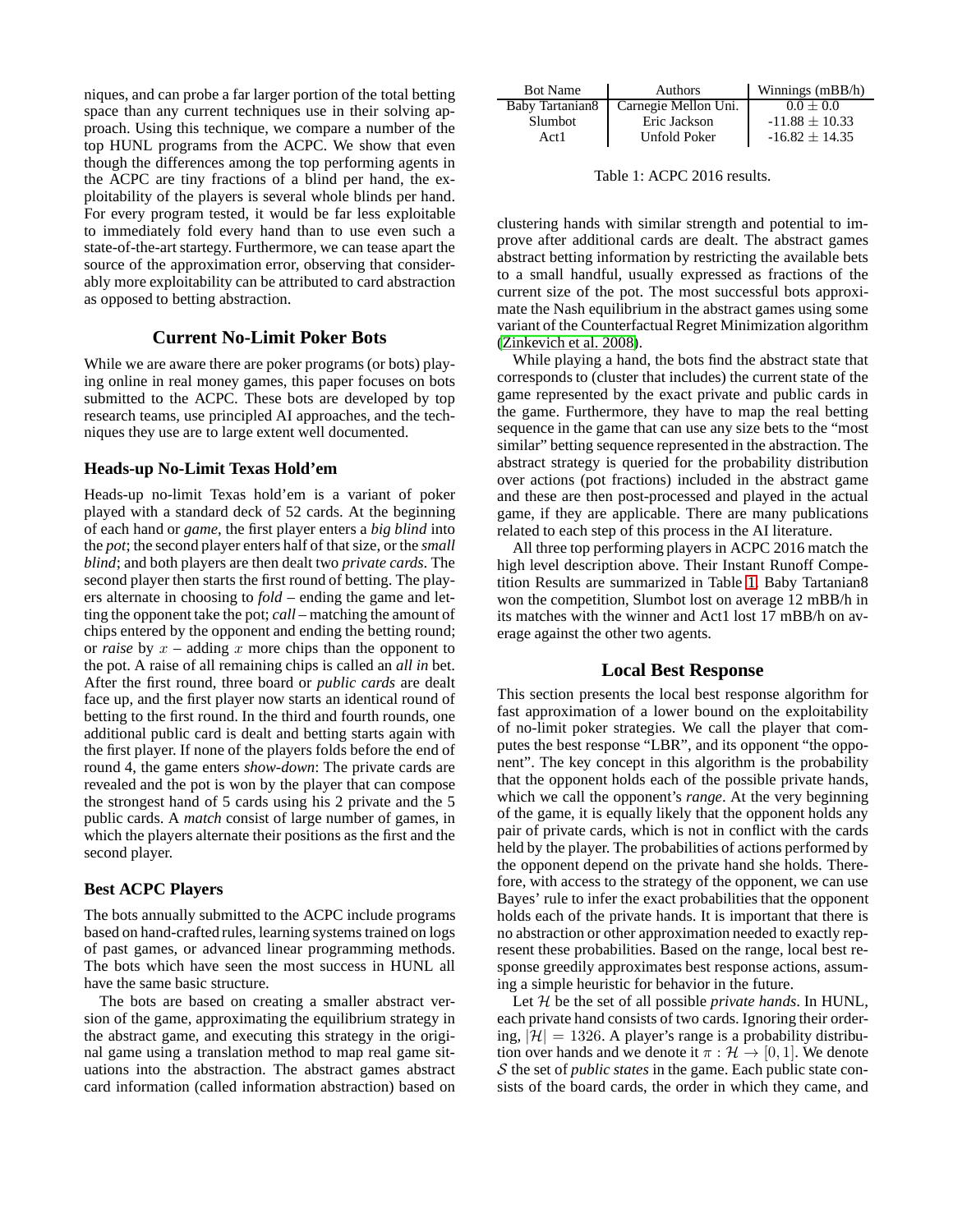niques, and can probe a far larger portion of the total betting space than any current techniques use in their solving approach. Using this technique, we compare a number of the top HUNL programs from the ACPC. We show that even though the differences among the top performing agents in the ACPC are tiny fractions of a blind per hand, the exploitability of the players is several whole blinds per hand. For every program tested, it would be far less exploitable to immediately fold every hand than to use even such a state-of-the-art startegy. Furthermore, we can tease apart the source of the approximation error, observing that considerably more exploitability can be attributed to card abstraction as opposed to betting abstraction.

## Current No-Limit Poker Bots

While we are aware there are poker programs (or bots) playing online in real money games, this paper focuses on bots submitted to the ACPC. These bots are developed by top research teams, use principled AI approaches, and the techniques they use are to large extent well documented.

### Heads-up No-Limit Texas Hold'em

Heads-up no-limit Texas hold'em is a variant of poker played with a standard deck of 52 cards. At the beginning of each hand or *game*, the first player enters a *big blind* into the *pot*; the second player enters half of that size, or the *small blind*; and both players are then dealt two *private cards*. The second player then starts the first round of betting. The players alternate in choosing to *fold* – ending the game and letting the opponent take the pot; *call* – matching the amount of chips entered by the opponent and ending the betting round; or *raise* by $x$ – adding $x$ more chips than the opponent to the pot. A raise of all remaining chips is called an *all in* bet. After the first round, three board or *public cards* are dealt face up, and the first player now starts an identical round of betting to the first round. In the third and fourth rounds, one additional public card is dealt and betting starts again with the first player. If none of the players folds before the end of round 4, the game enters *show-down*: The private cards are revealed and the pot is won by the player that can compose the strongest hand of 5 cards using his 2 private and the 5 public cards. A *match* consist of large number of games, in which the players alternate their positions as the first and the second player.

### Best ACPC Players

The bots annually submitted to the ACPC include programs based on hand-crafted rules, learning systems trained on logs of past games, or advanced linear programming methods. The bots which have seen the most success in HUNL all have the same basic structure.

The bots are based on creating a smaller abstract version of the game, approximating the equilibrium strategy in the abstract game, and executing this strategy in the original game using a translation method to map real game situations into the abstraction. The abstract games abstract card information (called information abstraction) based on clustering hands with similar strength and potential to improve after additional cards are dealt. The abstract games abstract betting information by restricting the available bets to a small handful, usually expressed as fractions of the current size of the pot. The most successful bots approximate the Nash equilibrium in the abstract games using some variant of the Counterfactual Regret Minimization algorithm (Zinkevich et al. 2008).

| Bot Name | Authors | Winnings (mBB/h) |
|---|---|---|
| Baby Tartanian8 | Carnegie Mellon Uni. | $0.0 \pm 0.0$ |
| Slumbot | Eric Jackson | $-11.88 \pm 10.33$ |
| Act1 | Unfold Poker | $-16.82 \pm 14.35$ |

Table 1: ACPC 2016 results.

While playing a hand, the bots find the abstract state that corresponds to (cluster that includes) the current state of the game represented by the exact private and public cards in the game. Furthermore, they have to map the real betting sequence in the game that can use any size bets to the "most similar" betting sequence represented in the abstraction. The abstract strategy is queried for the probability distribution over actions (pot fractions) included in the abstract game and these are then post-processed and played in the actual game, if they are applicable. There are many publications related to each step of this process in the AI literature.

All three top performing players in ACPC 2016 match the high level description above. Their Instant Runoff Competition Results are summarized in Table 1. Baby Tartanian8 won the competition, Slumbot lost on average 12 mBB/h in its matches with the winner and Act1 lost 17 mBB/h on average against the other two agents.

## Local Best Response

This section presents the local best response algorithm for fast approximation of a lower bound on the exploitability of no-limit poker strategies. We call the player that computes the best response "LBR", and its opponent "the opponent". The key concept in this algorithm is the probability that the opponent holds each of the possible private hands, which we call the opponent's *range*. At the very beginning of the game, it is equally likely that the opponent holds any pair of private cards, which is not in conflict with the cards held by the player. The probabilities of actions performed by the opponent depend on the private hand she holds. Therefore, with access to the strategy of the opponent, we can use Bayes' rule to infer the exact probabilities that the opponent holds each of the private hands. It is important that there is no abstraction or other approximation needed to exactly represent these probabilities. Based on the range, local best response greedily approximates best response actions, assuming a simple heuristic for behavior in the future.

Let $\mathcal{H}$ be the set of all possible *private hands*. In HUNL, each private hand consists of two cards. Ignoring their ordering, $|\mathcal{H}| = 1326$. A player's range is a probability distribution over hands and we denote it $\pi : \mathcal{H} \rightarrow [0, 1]$. We denote $\mathcal{S}$ the set of *public states* in the game. Each public state consists of the board cards, the order in which they came, and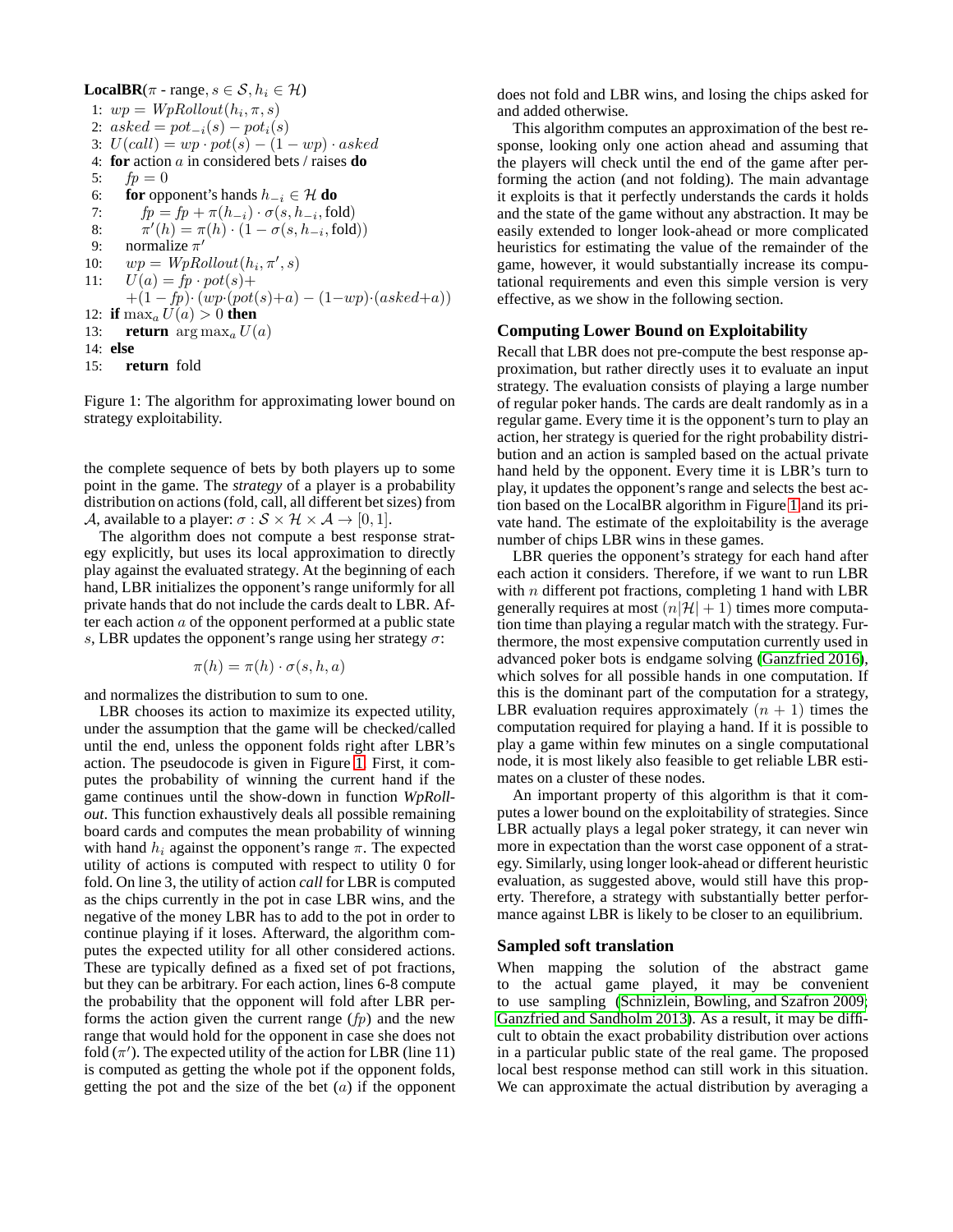**LocalBR**($\pi$ - range, $s \in \mathcal{S}, h_i \in \mathcal{H}$)

```
1:  wp = WpRollout(h_i, π, s)
2:  asked = pot_{-i}(s) − pot_i(s)
3:  U(call) = wp · pot(s) − (1 − wp) · asked
4:  for action a in considered bets / raises do
5:      fp = 0
6:      for opponent's hands h_{-i} ∈ H do
7:          fp = fp + π(h_{-i}) · σ(s, h_{-i}, fold)
8:          π′(h) = π(h) · (1 − σ(s, h_{-i}, fold))
9:      normalize π′
10:     wp = WpRollout(h_i, π′, s)
11:     U(a) = fp · pot(s)+
            +(1 − fp)· (wp·(pot(s)+a) − (1−wp)·(asked+a))
12: if max_a U(a) > 0 then
13:     return arg max_a U(a)
14: else
15:     return fold
```

Figure 1: The algorithm for approximating lower bound on strategy exploitability.

the complete sequence of bets by both players up to some point in the game. The *strategy* of a player is a probability distribution on actions (fold, call, all different bet sizes) from $\mathcal{A}$, available to a player: $\sigma : \mathcal{S} \times \mathcal{H} \times \mathcal{A} \rightarrow [0, 1]$.

The algorithm does not compute a best response strategy explicitly, but uses its local approximation to directly play against the evaluated strategy. At the beginning of each hand, LBR initializes the opponent's range uniformly for all private hands that do not include the cards dealt to LBR. After each action $a$ of the opponent performed at a public state $s$, LBR updates the opponent's range using her strategy $\sigma$:

$$\pi(h) = \pi(h) \cdot \sigma(s, h, a)$$

and normalizes the distribution to sum to one.

LBR chooses its action to maximize its expected utility, under the assumption that the game will be checked/called until the end, unless the opponent folds right after LBR's action. The pseudocode is given in Figure 1. First, it computes the probability of winning the current hand if the game continues until the show-down in function *WpRollout*. This function exhaustively deals all possible remaining board cards and computes the mean probability of winning with hand $h_i$ against the opponent's range $\pi$. The expected utility of actions is computed with respect to utility 0 for fold. On line 3, the utility of action *call* for LBR is computed as the chips currently in the pot in case LBR wins, and the negative of the money LBR has to add to the pot in order to continue playing if it loses. Afterward, the algorithm computes the expected utility for all other considered actions. These are typically defined as a fixed set of pot fractions, but they can be arbitrary. For each action, lines 6-8 compute the probability that the opponent will fold after LBR performs the action given the current range ($fp$) and the new range that would hold for the opponent in case she does not fold ($\pi'$). The expected utility of the action for LBR (line 11) is computed as getting the whole pot if the opponent folds, getting the pot and the size of the bet ($a$) if the opponent does not fold and LBR wins, and losing the chips asked for and added otherwise.

This algorithm computes an approximation of the best response, looking only one action ahead and assuming that the players will check until the end of the game after performing the action (and not folding). The main advantage it exploits is that it perfectly understands the cards it holds and the state of the game without any abstraction. It may be easily extended to longer look-ahead or more complicated heuristics for estimating the value of the remainder of the game, however, it would substantially increase its computational requirements and even this simple version is very effective, as we show in the following section.

## Computing Lower Bound on Exploitability

Recall that LBR does not pre-compute the best response approximation, but rather directly uses it to evaluate an input strategy. The evaluation consists of playing a large number of regular poker hands. The cards are dealt randomly as in a regular game. Every time it is the opponent's turn to play an action, her strategy is queried for the right probability distribution and an action is sampled based on the actual private hand held by the opponent. Every time it is LBR's turn to play, it updates the opponent's range and selects the best action based on the LocalBR algorithm in Figure 1 and its private hand. The estimate of the exploitability is the average number of chips LBR wins in these games.

LBR queries the opponent's strategy for each hand after each action it considers. Therefore, if we want to run LBR with $n$ different pot fractions, completing 1 hand with LBR generally requires at most $(n|\mathcal{H}| + 1)$ times more computation time than playing a regular match with the strategy. Furthermore, the most expensive computation currently used in advanced poker bots is endgame solving (Ganzfried 2016), which solves for all possible hands in one computation. If this is the dominant part of the computation for a strategy, LBR evaluation requires approximately $(n + 1)$ times the computation required for playing a hand. If it is possible to play a game within few minutes on a single computational node, it is most likely also feasible to get reliable LBR estimates on a cluster of these nodes.

An important property of this algorithm is that it computes a lower bound on the exploitability of strategies. Since LBR actually plays a legal poker strategy, it can never win more in expectation than the worst case opponent of a strategy. Similarly, using longer look-ahead or different heuristic evaluation, as suggested above, would still have this property. Therefore, a strategy with substantially better performance against LBR is likely to be closer to an equilibrium.

## Sampled soft translation

When mapping the solution of the abstract game to the actual game played, it may be convenient to use sampling (Schnizlein, Bowling, and Szafron 2009; Ganzfried and Sandholm 2013). As a result, it may be difficult to obtain the exact probability distribution over actions in a particular public state of the real game. The proposed local best response method can still work in this situation. We can approximate the actual distribution by averaging a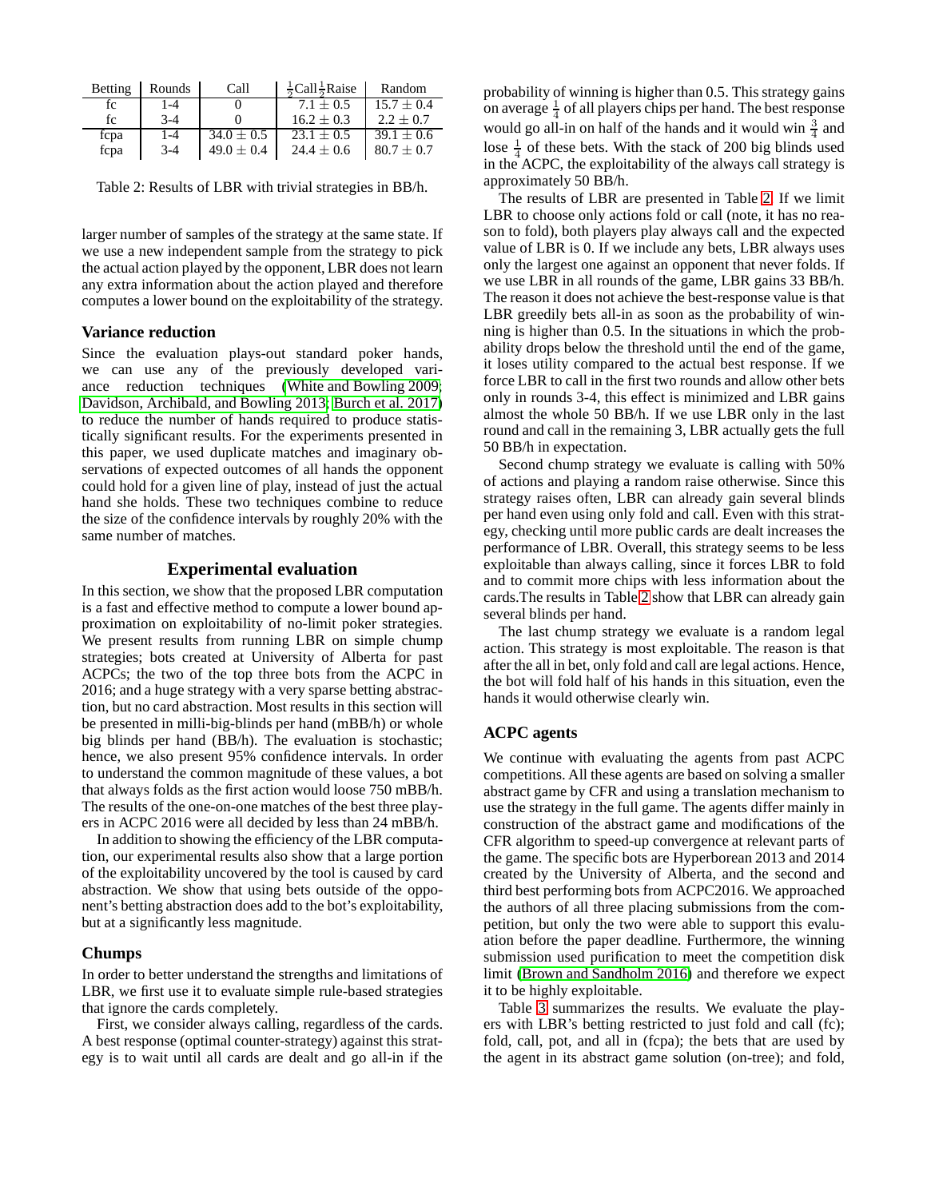| Betting | Rounds | Call | $\frac{1}{2}$Call$\frac{1}{2}$Raise | Random |
|---|---|---|---|---|
| fc | 1-4 | 0 | 7.1 ± 0.5 | 15.7 ± 0.4 |
| fc | 3-4 | 0 | 16.2 ± 0.3 | 2.2 ± 0.7 |
| fcpa | 1-4 | 34.0 ± 0.5 | 23.1 ± 0.5 | 39.1 ± 0.6 |
| fcpa | 3-4 | 49.0 ± 0.4 | 24.4 ± 0.6 | 80.7 ± 0.7 |

Table 2: Results of LBR with trivial strategies in BB/h.

larger number of samples of the strategy at the same state. If we use a new independent sample from the strategy to pick the actual action played by the opponent, LBR does not learn any extra information about the action played and therefore computes a lower bound on the exploitability of the strategy.

### Variance reduction

Since the evaluation plays-out standard poker hands, we can use any of the previously developed variance reduction techniques (White and Bowling 2009; Davidson, Archibald, and Bowling 2013; Burch et al. 2017) to reduce the number of hands required to produce statistically significant results. For the experiments presented in this paper, we used duplicate matches and imaginary observations of expected outcomes of all hands the opponent could hold for a given line of play, instead of just the actual hand she holds. These two techniques combine to reduce the size of the confidence intervals by roughly 20% with the same number of matches.

## Experimental evaluation

In this section, we show that the proposed LBR computation is a fast and effective method to compute a lower bound approximation on exploitability of no-limit poker strategies. We present results from running LBR on simple chump strategies; bots created at University of Alberta for past ACPCs; the two of the top three bots from the ACPC in 2016; and a huge strategy with a very sparse betting abstraction, but no card abstraction. Most results in this section will be presented in milli-big-blinds per hand (mBB/h) or whole big blinds per hand (BB/h). The evaluation is stochastic; hence, we also present 95% confidence intervals. In order to understand the common magnitude of these values, a bot that always folds as the first action would loose 750 mBB/h. The results of the one-on-one matches of the best three players in ACPC 2016 were all decided by less than 24 mBB/h.

In addition to showing the efficiency of the LBR computation, our experimental results also show that a large portion of the exploitability uncovered by the tool is caused by card abstraction. We show that using bets outside of the opponent's betting abstraction does add to the bot's exploitability, but at a significantly less magnitude.

### Chumps

In order to better understand the strengths and limitations of LBR, we first use it to evaluate simple rule-based strategies that ignore the cards completely.

First, we consider always calling, regardless of the cards. A best response (optimal counter-strategy) against this strategy is to wait until all cards are dealt and go all-in if the probability of winning is higher than 0.5. This strategy gains on average $\frac{1}{4}$ of all players chips per hand. The best response would go all-in on half of the hands and it would win $\frac{3}{4}$ and lose $\frac{1}{4}$ of these bets. With the stack of 200 big blinds used in the ACPC, the exploitability of the always call strategy is approximately 50 BB/h.

The results of LBR are presented in Table 2. If we limit LBR to choose only actions fold or call (note, it has no reason to fold), both players play always call and the expected value of LBR is 0. If we include any bets, LBR always uses only the largest one against an opponent that never folds. If we use LBR in all rounds of the game, LBR gains 33 BB/h. The reason it does not achieve the best-response value is that LBR greedily bets all-in as soon as the probability of winning is higher than 0.5. In the situations in which the probability drops below the threshold until the end of the game, it loses utility compared to the actual best response. If we force LBR to call in the first two rounds and allow other bets only in rounds 3-4, this effect is minimized and LBR gains almost the whole 50 BB/h. If we use LBR only in the last round and call in the remaining 3, LBR actually gets the full 50 BB/h in expectation.

Second chump strategy we evaluate is calling with 50% of actions and playing a random raise otherwise. Since this strategy raises often, LBR can already gain several blinds per hand even using only fold and call. Even with this strategy, checking until more public cards are dealt increases the performance of LBR. Overall, this strategy seems to be less exploitable than always calling, since it forces LBR to fold and to commit more chips with less information about the cards.The results in Table 2 show that LBR can already gain several blinds per hand.

The last chump strategy we evaluate is a random legal action. This strategy is most exploitable. The reason is that after the all in bet, only fold and call are legal actions. Hence, the bot will fold half of his hands in this situation, even the hands it would otherwise clearly win.

### ACPC agents

We continue with evaluating the agents from past ACPC competitions. All these agents are based on solving a smaller abstract game by CFR and using a translation mechanism to use the strategy in the full game. The agents differ mainly in construction of the abstract game and modifications of the CFR algorithm to speed-up convergence at relevant parts of the game. The specific bots are Hyperborean 2013 and 2014 created by the University of Alberta, and the second and third best performing bots from ACPC2016. We approached the authors of all three placing submissions from the competition, but only the two were able to support this evaluation before the paper deadline. Furthermore, the winning submission used purification to meet the competition disk limit (Brown and Sandholm 2016) and therefore we expect it to be highly exploitable.

Table 3 summarizes the results. We evaluate the players with LBR's betting restricted to just fold and call (fc); fold, call, pot, and all in (fcpa); the bets that are used by the agent in its abstract game solution (on-tree); and fold,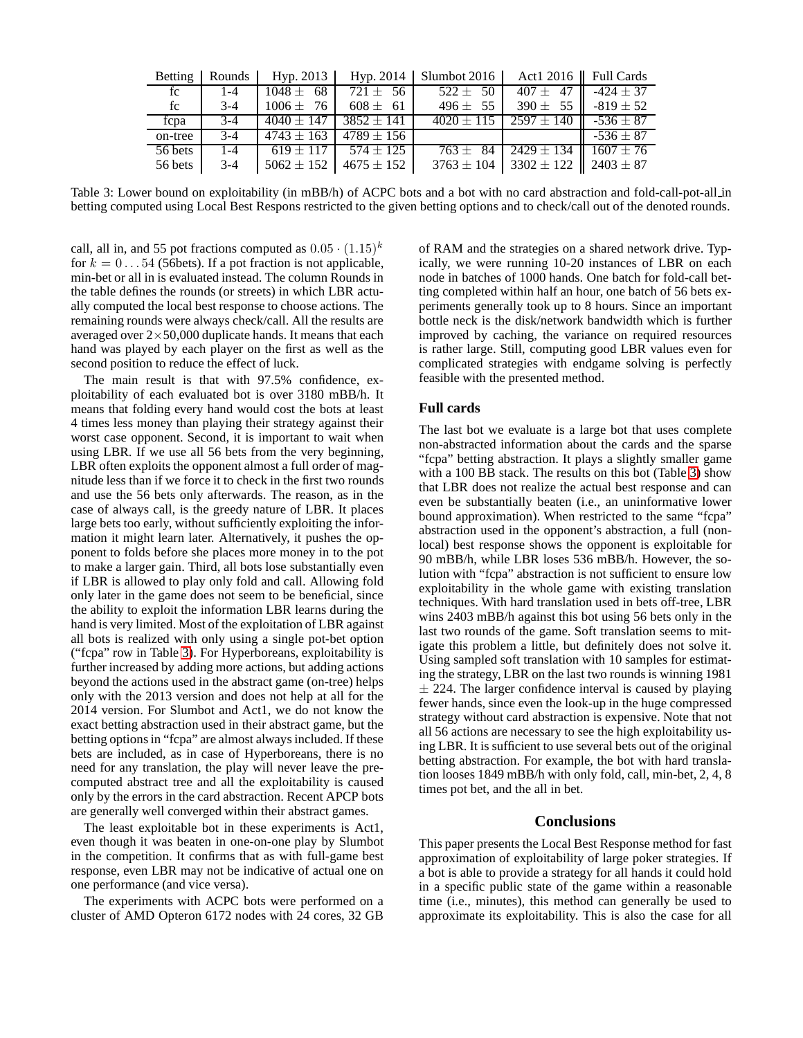| Betting | Rounds | Hyp. 2013 | Hyp. 2014 | Slumbot 2016 | Act1 2016 | Full Cards |
|---|---|---|---|---|---|---|
| fc | 1-4 | $1048 \pm 68$ | $721 \pm 56$ | $522 \pm 50$ | $407 \pm 47$ | $-424 \pm 37$ |
| fc | 3-4 | $1006 \pm 76$ | $608 \pm 61$ | $496 \pm 55$ | $390 \pm 55$ | $-819 \pm 52$ |
| fcpa | 3-4 | $4040 \pm 147$ | $3852 \pm 141$ | $4020 \pm 115$ | $2597 \pm 140$ | $-536 \pm 87$ |
| on-tree | 3-4 | $4743 \pm 163$ | $4789 \pm 156$ | | | $-536 \pm 87$ |
| 56 bets | 1-4 | $619 \pm 117$ | $574 \pm 125$ | $763 \pm 84$ | $2429 \pm 134$ | $1607 \pm 76$ |
| 56 bets | 3-4 | $5062 \pm 152$ | $4675 \pm 152$ | $3763 \pm 104$ | $3302 \pm 122$ | $2403 \pm 87$ |

Table 3: Lower bound on exploitability (in mBB/h) of ACPC bots and a bot with no card abstraction and fold-call-pot-all in betting computed using Local Best Respons restricted to the given betting options and to check/call out of the denoted rounds.

call, all in, and 55 pot fractions computed as $0.05 \cdot (1.15)^k$ for $k = 0 \ldots 54$ (56bets). If a pot fraction is not applicable, min-bet or all in is evaluated instead. The column Rounds in the table defines the rounds (or streets) in which LBR actually computed the local best response to choose actions. The remaining rounds were always check/call. All the results are averaged over $2\times50{,}000$ duplicate hands. It means that each hand was played by each player on the first as well as the second position to reduce the effect of luck.

The main result is that with 97.5% confidence, exploitability of each evaluated bot is over 3180 mBB/h. It means that folding every hand would cost the bots at least 4 times less money than playing their strategy against their worst case opponent. Second, it is important to wait when using LBR. If we use all 56 bets from the very beginning, LBR often exploits the opponent almost a full order of magnitude less than if we force it to check in the first two rounds and use the 56 bets only afterwards. The reason, as in the case of always call, is the greedy nature of LBR. It places large bets too early, without sufficiently exploiting the information it might learn later. Alternatively, it pushes the opponent to folds before she places more money in to the pot to make a larger gain. Third, all bots lose substantially even if LBR is allowed to play only fold and call. Allowing fold only later in the game does not seem to be beneficial, since the ability to exploit the information LBR learns during the hand is very limited. Most of the exploitation of LBR against all bots is realized with only using a single pot-bet option ("fcpa" row in Table 3). For Hyperboreans, exploitability is further increased by adding more actions, but adding actions beyond the actions used in the abstract game (on-tree) helps only with the 2013 version and does not help at all for the 2014 version. For Slumbot and Act1, we do not know the exact betting abstraction used in their abstract game, but the betting options in "fcpa" are almost always included. If these bets are included, as in case of Hyperboreans, there is no need for any translation, the play will never leave the precomputed abstract tree and all the exploitability is caused only by the errors in the card abstraction. Recent APCP bots are generally well converged within their abstract games.

The least exploitable bot in these experiments is Act1, even though it was beaten in one-on-one play by Slumbot in the competition. It confirms that as with full-game best response, even LBR may not be indicative of actual one on one performance (and vice versa).

The experiments with ACPC bots were performed on a cluster of AMD Opteron 6172 nodes with 24 cores, 32 GB of RAM and the strategies on a shared network drive. Typically, we were running 10-20 instances of LBR on each node in batches of 1000 hands. One batch for fold-call betting completed within half an hour, one batch of 56 bets experiments generally took up to 8 hours. Since an important bottle neck is the disk/network bandwidth which is further improved by caching, the variance on required resources is rather large. Still, computing good LBR values even for complicated strategies with endgame solving is perfectly feasible with the presented method.

### Full cards

The last bot we evaluate is a large bot that uses complete non-abstracted information about the cards and the sparse "fcpa" betting abstraction. It plays a slightly smaller game with a 100 BB stack. The results on this bot (Table 3) show that LBR does not realize the actual best response and can even be substantially beaten (i.e., an uninformative lower bound approximation). When restricted to the same "fcpa" abstraction used in the opponent's abstraction, a full (non-local) best response shows the opponent is exploitable for 90 mBB/h, while LBR loses 536 mBB/h. However, the solution with "fcpa" abstraction is not sufficient to ensure low exploitability in the whole game with existing translation techniques. With hard translation used in bets off-tree, LBR wins 2403 mBB/h against this bot using 56 bets only in the last two rounds of the game. Soft translation seems to mitigate this problem a little, but definitely does not solve it. Using sampled soft translation with 10 samples for estimating the strategy, LBR on the last two rounds is winning 1981 $\pm$ 224. The larger confidence interval is caused by playing fewer hands, since even the look-up in the huge compressed strategy without card abstraction is expensive. Note that not all 56 actions are necessary to see the high exploitability using LBR. It is sufficient to use several bets out of the original betting abstraction. For example, the bot with hard translation looses 1849 mBB/h with only fold, call, min-bet, 2, 4, 8 times pot bet, and the all in bet.

## Conclusions

This paper presents the Local Best Response method for fast approximation of exploitability of large poker strategies. If a bot is able to provide a strategy for all hands it could hold in a specific public state of the game within a reasonable time (i.e., minutes), this method can generally be used to approximate its exploitability. This is also the case for all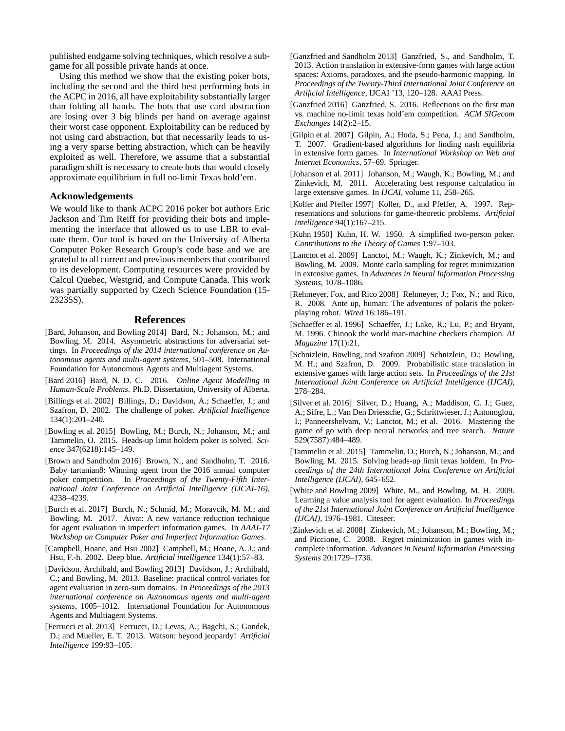published endgame solving techniques, which resolve a subgame for all possible private hands at once.

Using this method we show that the existing poker bots, including the second and the third best performing bots in the ACPC in 2016, all have exploitability substantially larger than folding all hands. The bots that use card abstraction are losing over 3 big blinds per hand on average against their worst case opponent. Exploitability can be reduced by not using card abstraction, but that necessarily leads to using a very sparse betting abstraction, which can be heavily exploited as well. Therefore, we assume that a substantial paradigm shift is necessary to create bots that would closely approximate equilibrium in full no-limit Texas hold'em.

### Acknowledgements

We would like to thank ACPC 2016 poker bot authors Eric Jackson and Tim Reiff for providing their bots and implementing the interface that allowed us to use LBR to evaluate them. Our tool is based on the University of Alberta Computer Poker Research Group's code base and we are grateful to all current and previous members that contributed to its development. Computing resources were provided by Calcul Quebec, Westgrid, and Compute Canada. This work was partially supported by Czech Science Foundation (15-23235S).

## References

[Bard, Johanson, and Bowling 2014] Bard, N.; Johanson, M.; and Bowling, M. 2014. Asymmetric abstractions for adversarial settings. In *Proceedings of the 2014 international conference on Autonomous agents and multi-agent systems*, 501–508. International Foundation for Autonomous Agents and Multiagent Systems.

[Bard 2016] Bard, N. D. C. 2016. *Online Agent Modelling in Human-Scale Problems*. Ph.D. Dissertation, University of Alberta.

[Billings et al. 2002] Billings, D.; Davidson, A.; Schaeffer, J.; and Szafron, D. 2002. The challenge of poker. *Artificial Intelligence* 134(1):201–240.

[Bowling et al. 2015] Bowling, M.; Burch, N.; Johanson, M.; and Tammelin, O. 2015. Heads-up limit holdem poker is solved. *Science* 347(6218):145–149.

[Brown and Sandholm 2016] Brown, N., and Sandholm, T. 2016. Baby tartanian8: Winning agent from the 2016 annual computer poker competition. In *Proceedings of the Twenty-Fifth International Joint Conference on Artificial Intelligence (IJCAI-16)*, 4238–4239.

[Burch et al. 2017] Burch, N.; Schmid, M.; Moravcik, M. M.; and Bowling, M. 2017. Aivat: A new variance reduction technique for agent evaluation in imperfect information games. In *AAAI-17 Workshop on Computer Poker and Imperfect Information Games*.

[Campbell, Hoane, and Hsu 2002] Campbell, M.; Hoane, A. J.; and Hsu, F.-h. 2002. Deep blue. *Artificial intelligence* 134(1):57–83.

[Davidson, Archibald, and Bowling 2013] Davidson, J.; Archibald, C.; and Bowling, M. 2013. Baseline: practical control variates for agent evaluation in zero-sum domains. In *Proceedings of the 2013 international conference on Autonomous agents and multi-agent systems*, 1005–1012. International Foundation for Autonomous Agents and Multiagent Systems.

[Ferrucci et al. 2013] Ferrucci, D.; Levas, A.; Bagchi, S.; Gondek, D.; and Mueller, E. T. 2013. Watson: beyond jeopardy! *Artificial Intelligence* 199:93–105.

[Ganzfried and Sandholm 2013] Ganzfried, S., and Sandholm, T. 2013. Action translation in extensive-form games with large action spaces: Axioms, paradoxes, and the pseudo-harmonic mapping. In *Proceedings of the Twenty-Third International Joint Conference on Artificial Intelligence*, IJCAI '13, 120–128. AAAI Press.

[Ganzfried 2016] Ganzfried, S. 2016. Reflections on the first man vs. machine no-limit texas hold'em competition. *ACM SIGecom Exchanges* 14(2):2–15.

[Gilpin et al. 2007] Gilpin, A.; Hoda, S.; Pena, J.; and Sandholm, T. 2007. Gradient-based algorithms for finding nash equilibria in extensive form games. In *International Workshop on Web and Internet Economics*, 57–69. Springer.

[Johanson et al. 2011] Johanson, M.; Waugh, K.; Bowling, M.; and Zinkevich, M. 2011. Accelerating best response calculation in large extensive games. In *IJCAI*, volume 11, 258–265.

[Koller and Pfeffer 1997] Koller, D., and Pfeffer, A. 1997. Representations and solutions for game-theoretic problems. *Artificial intelligence* 94(1):167–215.

[Kuhn 1950] Kuhn, H. W. 1950. A simplified two-person poker. *Contributions to the Theory of Games* 1:97–103.

[Lanctot et al. 2009] Lanctot, M.; Waugh, K.; Zinkevich, M.; and Bowling, M. 2009. Monte carlo sampling for regret minimization in extensive games. In *Advances in Neural Information Processing Systems*, 1078–1086.

[Rehmeyer, Fox, and Rico 2008] Rehmeyer, J.; Fox, N.; and Rico, R. 2008. Ante up, human: The adventures of polaris the poker-playing robot. *Wired* 16:186–191.

[Schaeffer et al. 1996] Schaeffer, J.; Lake, R.; Lu, P.; and Bryant, M. 1996. Chinook the world man-machine checkers champion. *AI Magazine* 17(1):21.

[Schnizlein, Bowling, and Szafron 2009] Schnizlein, D.; Bowling, M. H.; and Szafron, D. 2009. Probabilistic state translation in extensive games with large action sets. In *Proceedings of the 21st International Joint Conference on Artificial Intelligence (IJCAI)*, 278–284.

[Silver et al. 2016] Silver, D.; Huang, A.; Maddison, C. J.; Guez, A.; Sifre, L.; Van Den Driessche, G.; Schrittwieser, J.; Antonoglou, I.; Panneershelvam, V.; Lanctot, M.; et al. 2016. Mastering the game of go with deep neural networks and tree search. *Nature* 529(7587):484–489.

[Tammelin et al. 2015] Tammelin, O.; Burch, N.; Johanson, M.; and Bowling, M. 2015. Solving heads-up limit texas holdem. In *Proceedings of the 24th International Joint Conference on Artificial Intelligence (IJCAI)*, 645–652.

[White and Bowling 2009] White, M., and Bowling, M. H. 2009. Learning a value analysis tool for agent evaluation. In *Proceedings of the 21st International Joint Conference on Artificial Intelligence (IJCAI)*, 1976–1981. Citeseer.

[Zinkevich et al. 2008] Zinkevich, M.; Johanson, M.; Bowling, M.; and Piccione, C. 2008. Regret minimization in games with incomplete information. *Advances in Neural Information Processing Systems* 20:1729–1736.